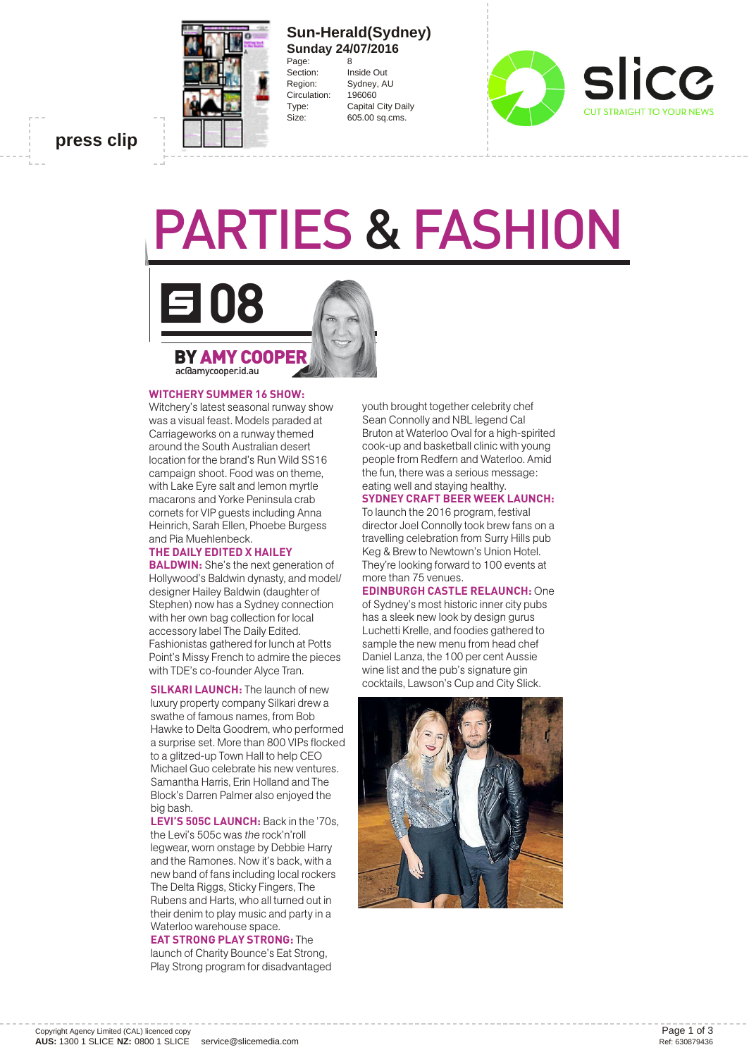**press clip**

**Sun-Herald(Sydney)**
**Sunday 24/07/2016**

| | |
|---|---|
| Page: | 8 |
| Section: | Inside Out |
| Region: | Sydney, AU |
| Circulation: | 196060 |
| Type: | Capital City Daily |
| Size: | 605.00 sq.cms. |

# PARTIES & FASHION

**S 08**

**BY AMY COOPER**
ac@amycooper.id.au

**WITCHERY SUMMER 16 SHOW:** Witchery's latest seasonal runway show was a visual feast. Models paraded at Carriageworks on a runway themed around the South Australian desert location for the brand's Run Wild SS16 campaign shoot. Food was on theme, with Lake Eyre salt and lemon myrtle macarons and Yorke Peninsula crab cornets for VIP guests including Anna Heinrich, Sarah Ellen, Phoebe Burgess and Pia Muehlenbeck.

**THE DAILY EDITED X HAILEY BALDWIN:** She's the next generation of Hollywood's Baldwin dynasty, and model/designer Hailey Baldwin (daughter of Stephen) now has a Sydney connection with her own bag collection for local accessory label The Daily Edited. Fashionistas gathered for lunch at Potts Point's Missy French to admire the pieces with TDE's co-founder Alyce Tran.

**SILKARI LAUNCH:** The launch of new luxury property company Silkari drew a swathe of famous names, from Bob Hawke to Delta Goodrem, who performed a surprise set. More than 800 VIPs flocked to a glitzed-up Town Hall to help CEO Michael Guo celebrate his new ventures. Samantha Harris, Erin Holland and The Block's Darren Palmer also enjoyed the big bash.

**LEVI'S 505C LAUNCH:** Back in the '70s, the Levi's 505c was *the* rock'n'roll legwear, worn onstage by Debbie Harry and the Ramones. Now it's back, with a new band of fans including local rockers The Delta Riggs, Sticky Fingers, The Rubens and Harts, who all turned out in their denim to play music and party in a Waterloo warehouse space.

**EAT STRONG PLAY STRONG:** The launch of Charity Bounce's Eat Strong, Play Strong program for disadvantaged youth brought together celebrity chef Sean Connolly and NBL legend Cal Bruton at Waterloo Oval for a high-spirited cook-up and basketball clinic with young people from Redfern and Waterloo. Amid the fun, there was a serious message: eating well and staying healthy.

**SYDNEY CRAFT BEER WEEK LAUNCH:** To launch the 2016 program, festival director Joel Connolly took brew fans on a travelling celebration from Surry Hills pub Keg & Brew to Newtown's Union Hotel. They're looking forward to 100 events at more than 75 venues.

**EDINBURGH CASTLE RELAUNCH:** One of Sydney's most historic inner city pubs has a sleek new look by design gurus Luchetti Krelle, and foodies gathered to sample the new menu from head chef Daniel Lanza, the 100 per cent Aussie wine list and the pub's signature gin cocktails, Lawson's Cup and City Slick.

Copyright Agency Limited (CAL) licenced copy
**AUS:** 1300 1 SLICE **NZ:** 0800 1 SLICE service@slicemedia.com

Ref: 630879436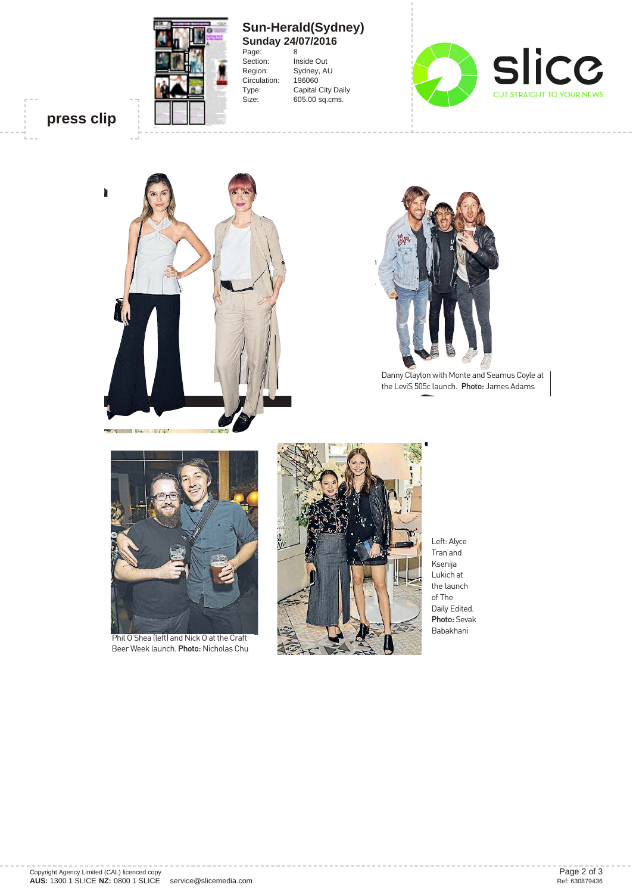press clip

**Sun-Herald(Sydney)**
**Sunday 24/07/2016**

| | |
|---|---|
| Page: | 8 |
| Section: | Inside Out |
| Region: | Sydney, AU |
| Circulation: | 196060 |
| Type: | Capital City Daily |
| Size: | 605.00 sq.cms. |

slice
CUT STRAIGHT TO YOUR NEWS

Danny Clayton with Monte and Seamus Coyle at the LeviS 505c launch. **Photo:** James Adams

Phil O'Shea (left) and Nick O at the Craft Beer Week launch. **Photo:** Nicholas Chu

Left: Alyce Tran and Ksenija Lukich at the launch of The Daily Edited. **Photo:** Sevak Babakhani

Copyright Agency Limited (CAL) licenced copy
**AUS:** 1300 1 SLICE **NZ:** 0800 1 SLICE service@slicemedia.com

Ref: 630879436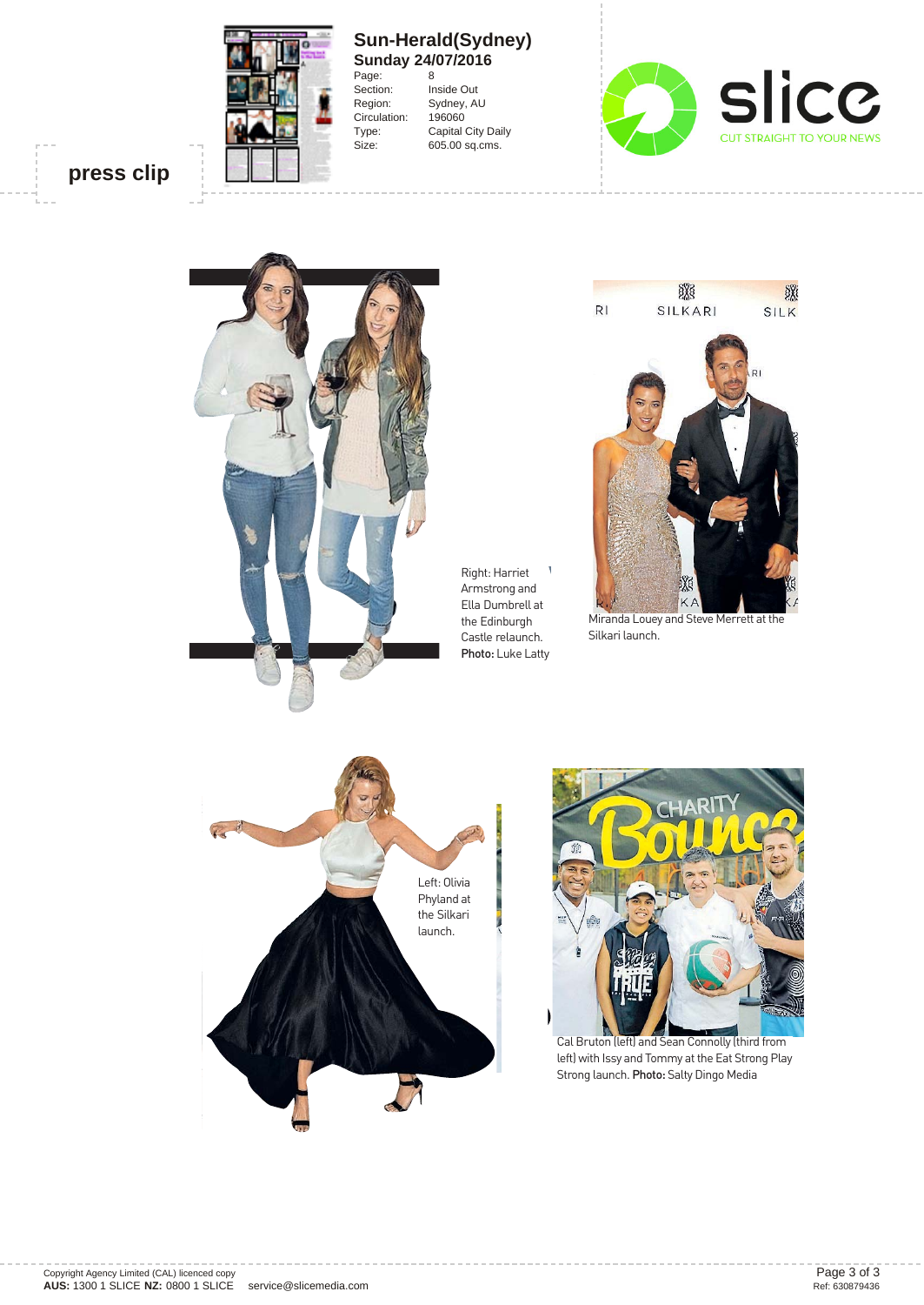press clip

**Sun-Herald(Sydney)**
**Sunday 24/07/2016**

| | |
|---|---|
| Page: | 8 |
| Section: | Inside Out |
| Region: | Sydney, AU |
| Circulation: | 196060 |
| Type: | Capital City Daily |
| Size: | 605.00 sq.cms. |

Right: Harriet Armstrong and Ella Dumbrell at the Edinburgh Castle relaunch. **Photo:** Luke Latty

Miranda Louey and Steve Merrett at the Silkari launch.

Left: Olivia Phyland at the Silkari launch.

Cal Bruton (left) and Sean Connolly (third from left) with Issy and Tommy at the Eat Strong Play Strong launch. **Photo:** Salty Dingo Media

Copyright Agency Limited (CAL) licenced copy
**AUS:** 1300 1 SLICE **NZ:** 0800 1 SLICE service@slicemedia.com

Ref: 630879436